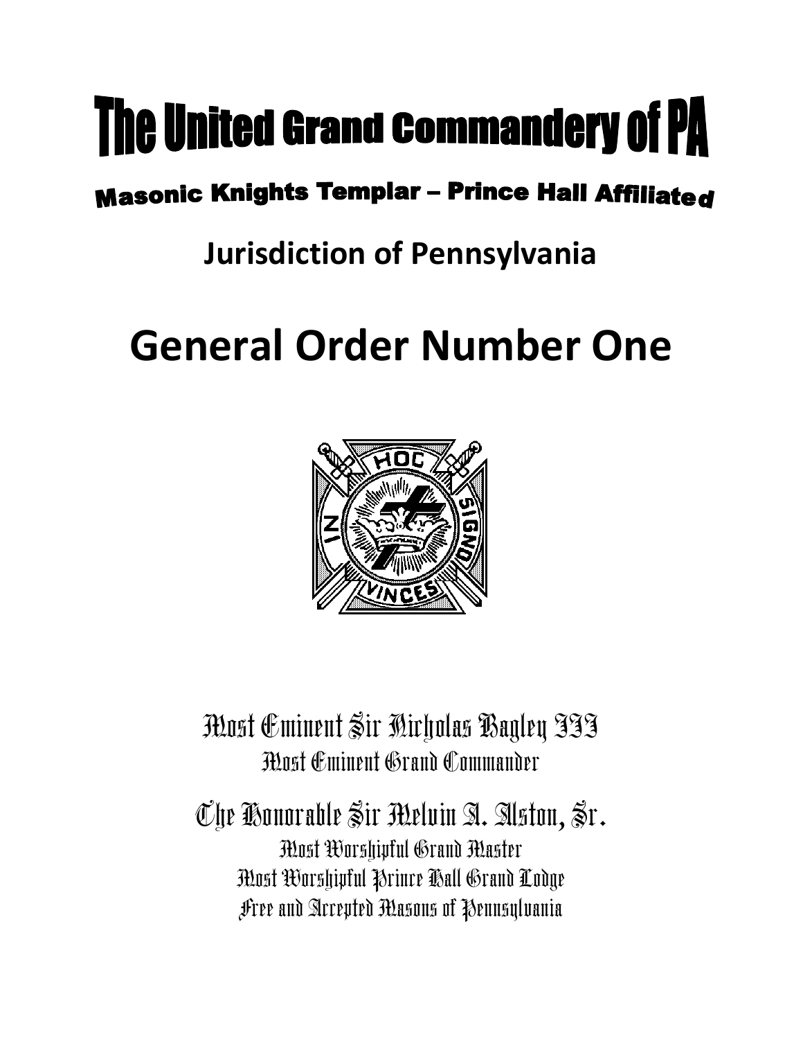# The United Grand Commandery of PA

## Masonic Knights Templar – Prince Hall Affiliated

## Jurisdiction of Pennsylvania

# General Order Number One

Most Eminent Sir Nicholas Bagley III
Most Eminent Grand Commander

The Honorable Sir Melvin A. Alston, Sr.
Most Worshipful Grand Master
Most Worshipful Prince Hall Grand Lodge
Free and Accepted Masons of Pennsylvania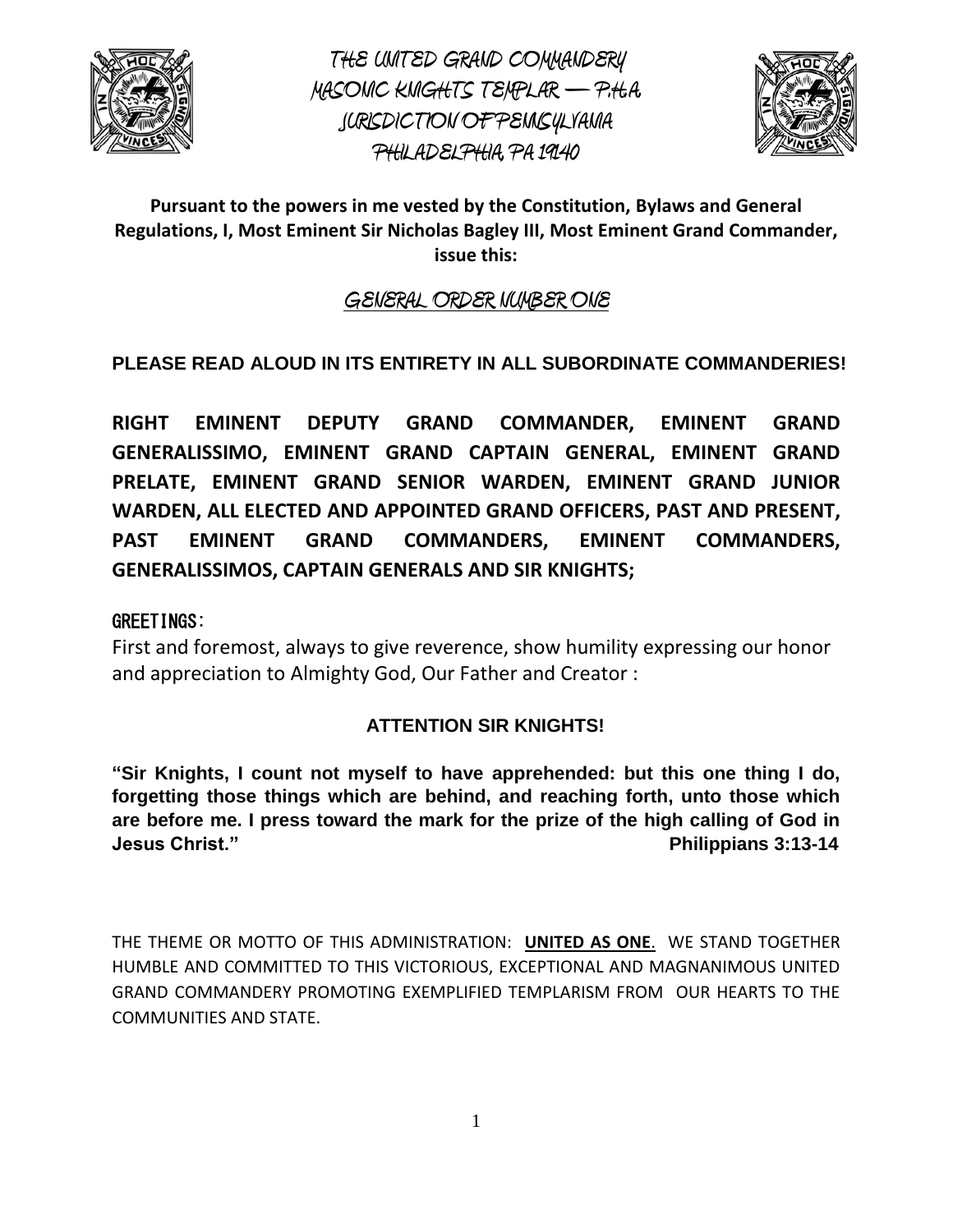# THE UNITED GRAND COMMANDERY
# MASONIC KNIGHTS TEMPLAR — P.H.A.
# JURISDICTION OF PENNSYLVANIA
# PHILADELPHIA, PA 19140

**Pursuant to the powers in me vested by the Constitution, Bylaws and General Regulations, I, Most Eminent Sir Nicholas Bagley III, Most Eminent Grand Commander, issue this:**

## GENERAL ORDER NUMBER ONE

**PLEASE READ ALOUD IN ITS ENTIRETY IN ALL SUBORDINATE COMMANDERIES!**

**RIGHT EMINENT DEPUTY GRAND COMMANDER, EMINENT GRAND GENERALISSIMO, EMINENT GRAND CAPTAIN GENERAL, EMINENT GRAND PRELATE, EMINENT GRAND SENIOR WARDEN, EMINENT GRAND JUNIOR WARDEN, ALL ELECTED AND APPOINTED GRAND OFFICERS, PAST AND PRESENT, PAST EMINENT GRAND COMMANDERS, EMINENT COMMANDERS, GENERALISSIMOS, CAPTAIN GENERALS AND SIR KNIGHTS;**

GREETINGS:

First and foremost, always to give reverence, show humility expressing our honor and appreciation to Almighty God, Our Father and Creator :

**ATTENTION SIR KNIGHTS!**

**"Sir Knights, I count not myself to have apprehended: but this one thing I do, forgetting those things which are behind, and reaching forth, unto those which are before me. I press toward the mark for the prize of the high calling of God in Jesus Christ." Philippians 3:13-14**

THE THEME OR MOTTO OF THIS ADMINISTRATION: **UNITED AS ONE**. WE STAND TOGETHER HUMBLE AND COMMITTED TO THIS VICTORIOUS, EXCEPTIONAL AND MAGNANIMOUS UNITED GRAND COMMANDERY PROMOTING EXEMPLIFIED TEMPLARISM FROM OUR HEARTS TO THE COMMUNITIES AND STATE.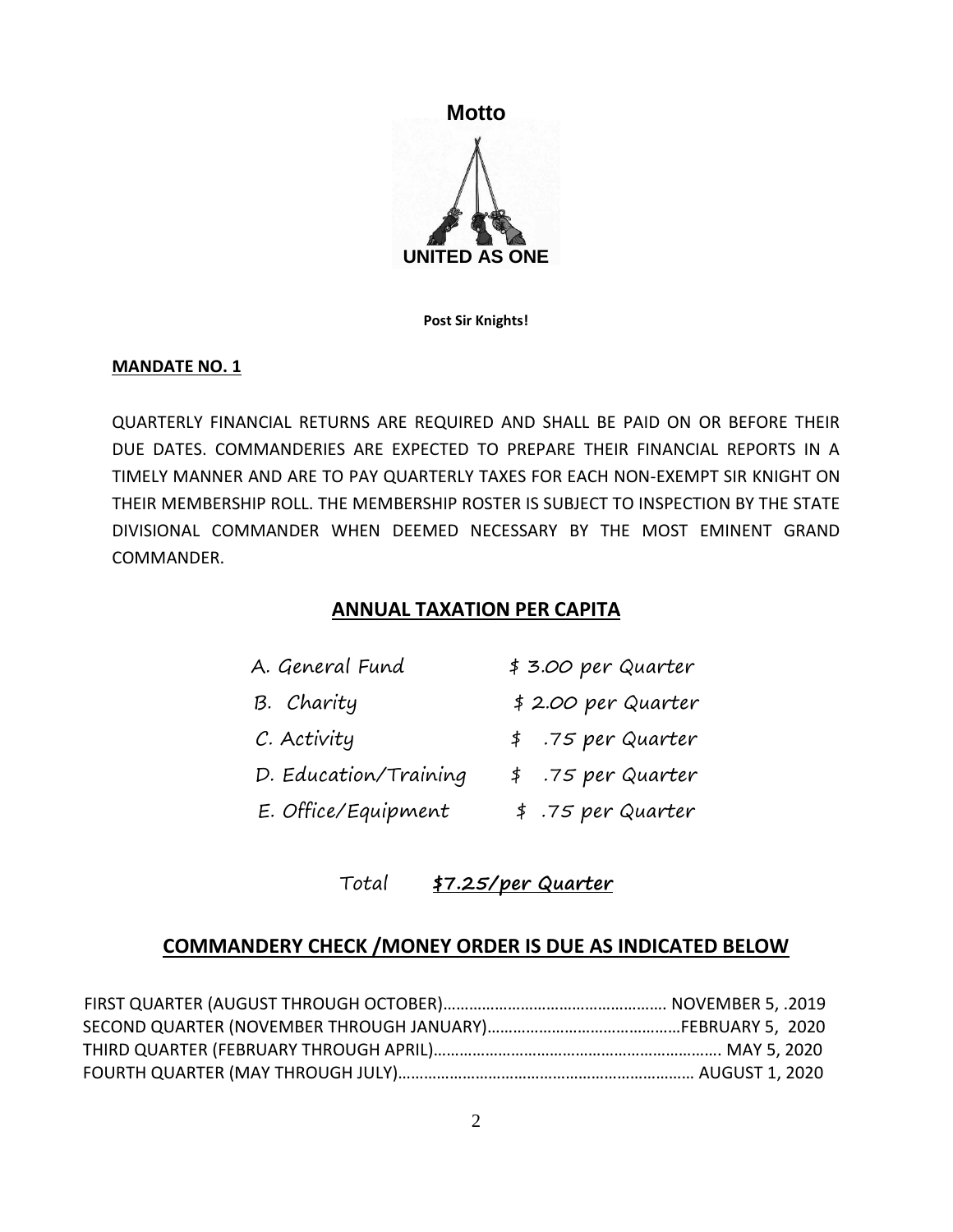**Motto**

**UNITED AS ONE**

**Post Sir Knights!**

**MANDATE NO. 1**

QUARTERLY FINANCIAL RETURNS ARE REQUIRED AND SHALL BE PAID ON OR BEFORE THEIR DUE DATES. COMMANDERIES ARE EXPECTED TO PREPARE THEIR FINANCIAL REPORTS IN A TIMELY MANNER AND ARE TO PAY QUARTERLY TAXES FOR EACH NON-EXEMPT SIR KNIGHT ON THEIR MEMBERSHIP ROLL. THE MEMBERSHIP ROSTER IS SUBJECT TO INSPECTION BY THE STATE DIVISIONAL COMMANDER WHEN DEEMED NECESSARY BY THE MOST EMINENT GRAND COMMANDER.

## ANNUAL TAXATION PER CAPITA

| | |
|---|---|
| A. General Fund | $ 3.00 per Quarter |
| B. Charity | $ 2.00 per Quarter |
| C. Activity | $ .75 per Quarter |
| D. Education/Training | $ .75 per Quarter |
| E. Office/Equipment | $ .75 per Quarter |

Total **$7.25/per Quarter**

## COMMANDERY CHECK /MONEY ORDER IS DUE AS INDICATED BELOW

FIRST QUARTER (AUGUST THROUGH OCTOBER)………………………………………… NOVEMBER 5, .2019
SECOND QUARTER (NOVEMBER THROUGH JANUARY)………………………………………FEBRUARY 5, 2020
THIRD QUARTER (FEBRUARY THROUGH APRIL)………………………………………………………. MAY 5, 2020
FOURTH QUARTER (MAY THROUGH JULY)………………………………………………………… AUGUST 1, 2020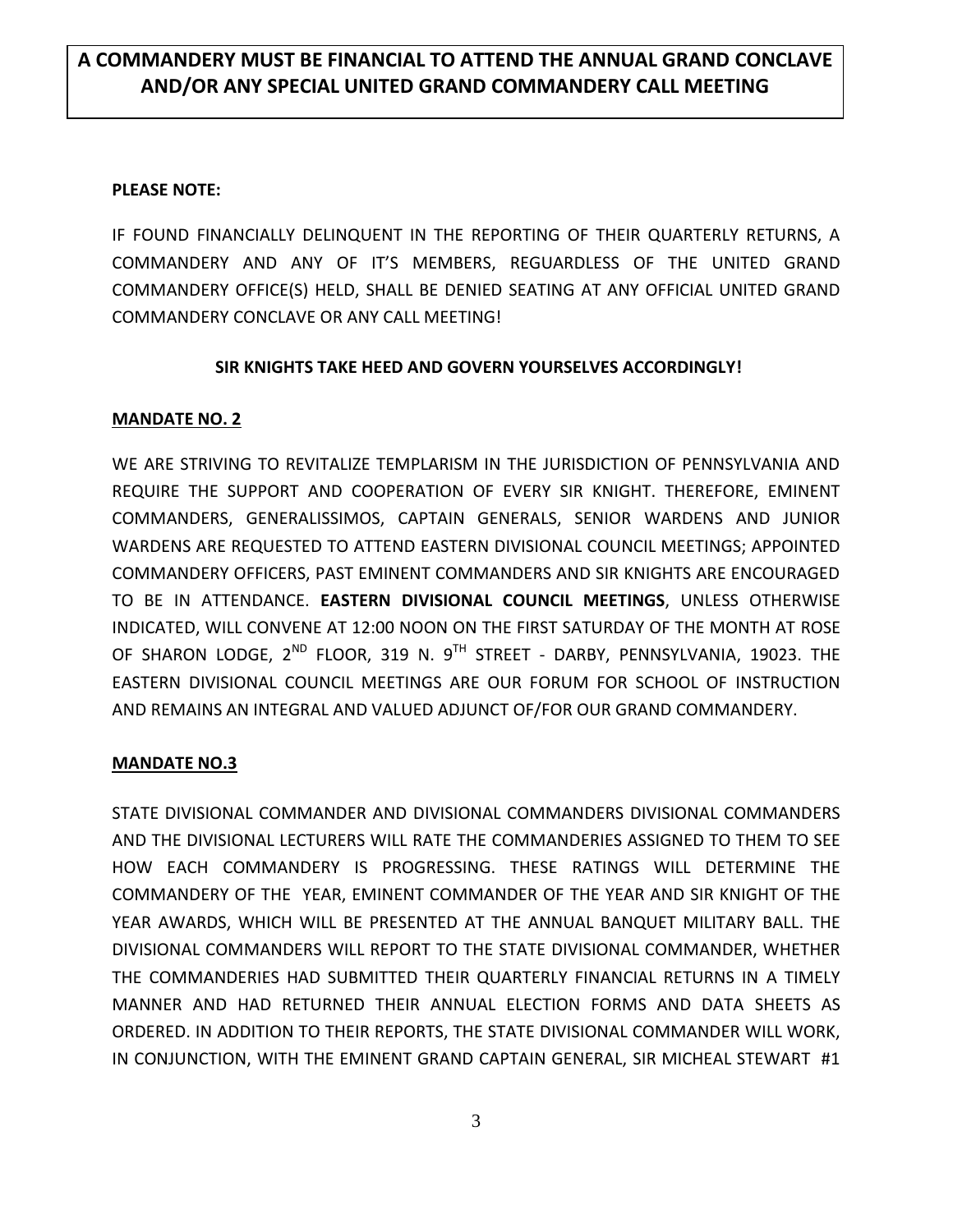**A COMMANDERY MUST BE FINANCIAL TO ATTEND THE ANNUAL GRAND CONCLAVE AND/OR ANY SPECIAL UNITED GRAND COMMANDERY CALL MEETING**

**PLEASE NOTE:**

IF FOUND FINANCIALLY DELINQUENT IN THE REPORTING OF THEIR QUARTERLY RETURNS, A COMMANDERY AND ANY OF IT'S MEMBERS, REGUARDLESS OF THE UNITED GRAND COMMANDERY OFFICE(S) HELD, SHALL BE DENIED SEATING AT ANY OFFICIAL UNITED GRAND COMMANDERY CONCLAVE OR ANY CALL MEETING!

**SIR KNIGHTS TAKE HEED AND GOVERN YOURSELVES ACCORDINGLY!**

**MANDATE NO. 2**

WE ARE STRIVING TO REVITALIZE TEMPLARISM IN THE JURISDICTION OF PENNSYLVANIA AND REQUIRE THE SUPPORT AND COOPERATION OF EVERY SIR KNIGHT. THEREFORE, EMINENT COMMANDERS, GENERALISSIMOS, CAPTAIN GENERALS, SENIOR WARDENS AND JUNIOR WARDENS ARE REQUESTED TO ATTEND EASTERN DIVISIONAL COUNCIL MEETINGS; APPOINTED COMMANDERY OFFICERS, PAST EMINENT COMMANDERS AND SIR KNIGHTS ARE ENCOURAGED TO BE IN ATTENDANCE. **EASTERN DIVISIONAL COUNCIL MEETINGS**, UNLESS OTHERWISE INDICATED, WILL CONVENE AT 12:00 NOON ON THE FIRST SATURDAY OF THE MONTH AT ROSE OF SHARON LODGE, 2ND FLOOR, 319 N. 9TH STREET - DARBY, PENNSYLVANIA, 19023. THE EASTERN DIVISIONAL COUNCIL MEETINGS ARE OUR FORUM FOR SCHOOL OF INSTRUCTION AND REMAINS AN INTEGRAL AND VALUED ADJUNCT OF/FOR OUR GRAND COMMANDERY.

**MANDATE NO.3**

STATE DIVISIONAL COMMANDER AND DIVISIONAL COMMANDERS DIVISIONAL COMMANDERS AND THE DIVISIONAL LECTURERS WILL RATE THE COMMANDERIES ASSIGNED TO THEM TO SEE HOW EACH COMMANDERY IS PROGRESSING. THESE RATINGS WILL DETERMINE THE COMMANDERY OF THE YEAR, EMINENT COMMANDER OF THE YEAR AND SIR KNIGHT OF THE YEAR AWARDS, WHICH WILL BE PRESENTED AT THE ANNUAL BANQUET MILITARY BALL. THE DIVISIONAL COMMANDERS WILL REPORT TO THE STATE DIVISIONAL COMMANDER, WHETHER THE COMMANDERIES HAD SUBMITTED THEIR QUARTERLY FINANCIAL RETURNS IN A TIMELY MANNER AND HAD RETURNED THEIR ANNUAL ELECTION FORMS AND DATA SHEETS AS ORDERED. IN ADDITION TO THEIR REPORTS, THE STATE DIVISIONAL COMMANDER WILL WORK, IN CONJUNCTION, WITH THE EMINENT GRAND CAPTAIN GENERAL, SIR MICHEAL STEWART #1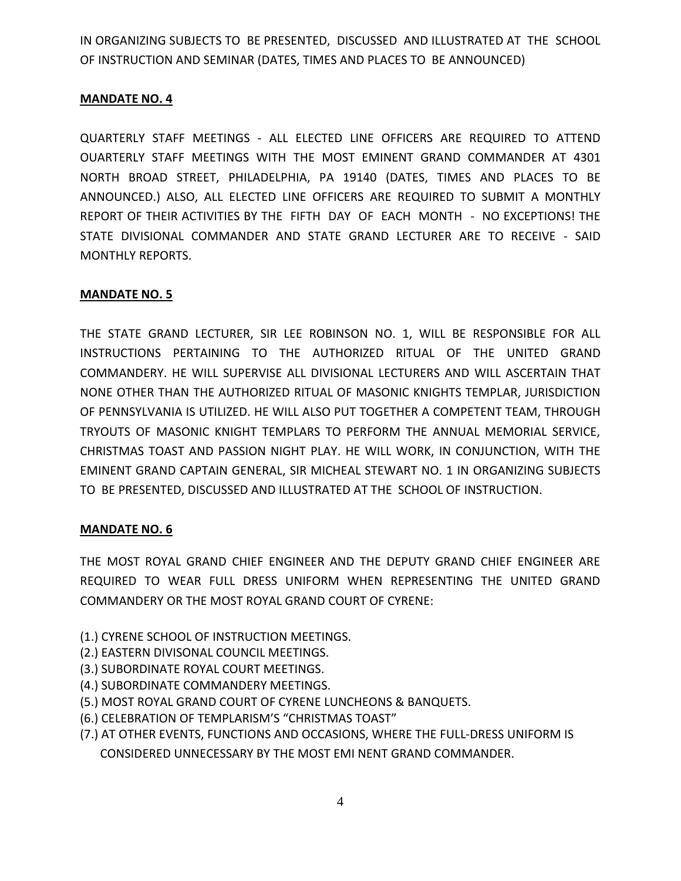IN ORGANIZING SUBJECTS TO BE PRESENTED, DISCUSSED AND ILLUSTRATED AT THE SCHOOL OF INSTRUCTION AND SEMINAR (DATES, TIMES AND PLACES TO BE ANNOUNCED)

**MANDATE NO. 4**

QUARTERLY STAFF MEETINGS - ALL ELECTED LINE OFFICERS ARE REQUIRED TO ATTEND OUARTERLY STAFF MEETINGS WITH THE MOST EMINENT GRAND COMMANDER AT 4301 NORTH BROAD STREET, PHILADELPHIA, PA 19140 (DATES, TIMES AND PLACES TO BE ANNOUNCED.) ALSO, ALL ELECTED LINE OFFICERS ARE REQUIRED TO SUBMIT A MONTHLY REPORT OF THEIR ACTIVITIES BY THE FIFTH DAY OF EACH MONTH - NO EXCEPTIONS! THE STATE DIVISIONAL COMMANDER AND STATE GRAND LECTURER ARE TO RECEIVE - SAID MONTHLY REPORTS.

**MANDATE NO. 5**

THE STATE GRAND LECTURER, SIR LEE ROBINSON NO. 1, WILL BE RESPONSIBLE FOR ALL INSTRUCTIONS PERTAINING TO THE AUTHORIZED RITUAL OF THE UNITED GRAND COMMANDERY. HE WILL SUPERVISE ALL DIVISIONAL LECTURERS AND WILL ASCERTAIN THAT NONE OTHER THAN THE AUTHORIZED RITUAL OF MASONIC KNIGHTS TEMPLAR, JURISDICTION OF PENNSYLVANIA IS UTILIZED. HE WILL ALSO PUT TOGETHER A COMPETENT TEAM, THROUGH TRYOUTS OF MASONIC KNIGHT TEMPLARS TO PERFORM THE ANNUAL MEMORIAL SERVICE, CHRISTMAS TOAST AND PASSION NIGHT PLAY. HE WILL WORK, IN CONJUNCTION, WITH THE EMINENT GRAND CAPTAIN GENERAL, SIR MICHEAL STEWART NO. 1 IN ORGANIZING SUBJECTS TO BE PRESENTED, DISCUSSED AND ILLUSTRATED AT THE SCHOOL OF INSTRUCTION.

**MANDATE NO. 6**

THE MOST ROYAL GRAND CHIEF ENGINEER AND THE DEPUTY GRAND CHIEF ENGINEER ARE REQUIRED TO WEAR FULL DRESS UNIFORM WHEN REPRESENTING THE UNITED GRAND COMMANDERY OR THE MOST ROYAL GRAND COURT OF CYRENE:

(1.) CYRENE SCHOOL OF INSTRUCTION MEETINGS.
(2.) EASTERN DIVISONAL COUNCIL MEETINGS.
(3.) SUBORDINATE ROYAL COURT MEETINGS.
(4.) SUBORDINATE COMMANDERY MEETINGS.
(5.) MOST ROYAL GRAND COURT OF CYRENE LUNCHEONS & BANQUETS.
(6.) CELEBRATION OF TEMPLARISM'S "CHRISTMAS TOAST"
(7.) AT OTHER EVENTS, FUNCTIONS AND OCCASIONS, WHERE THE FULL-DRESS UNIFORM IS CONSIDERED UNNECESSARY BY THE MOST EMI NENT GRAND COMMANDER.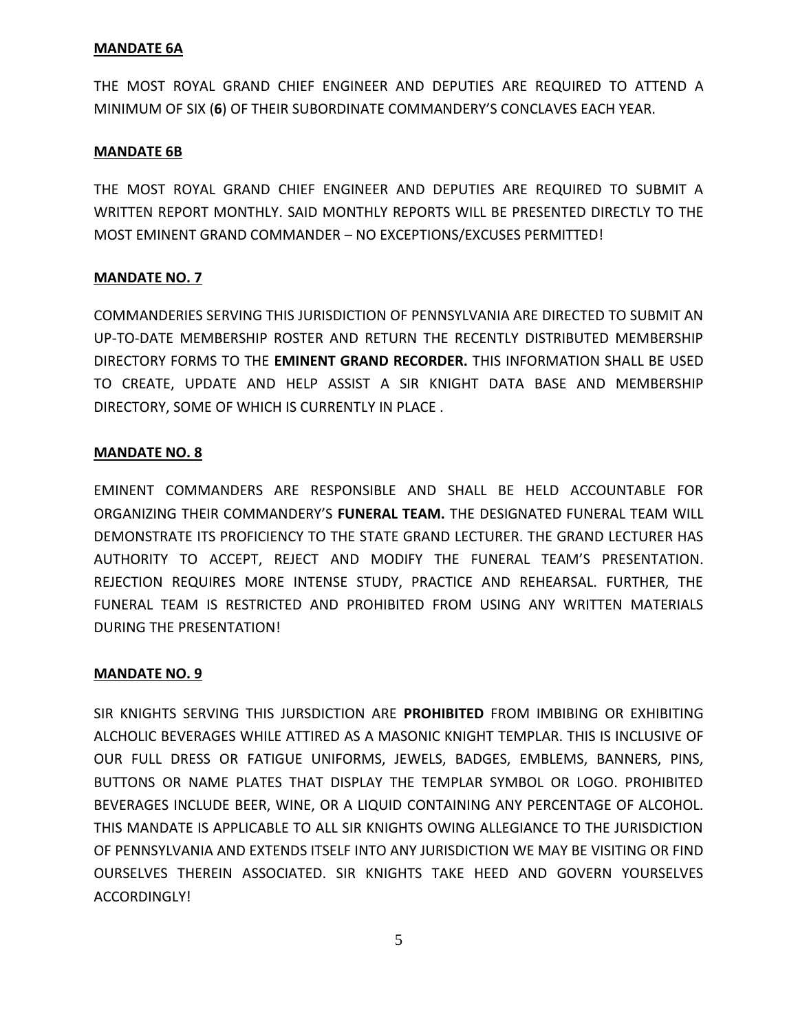**MANDATE 6A**

THE MOST ROYAL GRAND CHIEF ENGINEER AND DEPUTIES ARE REQUIRED TO ATTEND A MINIMUM OF SIX (**6**) OF THEIR SUBORDINATE COMMANDERY'S CONCLAVES EACH YEAR.

**MANDATE 6B**

THE MOST ROYAL GRAND CHIEF ENGINEER AND DEPUTIES ARE REQUIRED TO SUBMIT A WRITTEN REPORT MONTHLY. SAID MONTHLY REPORTS WILL BE PRESENTED DIRECTLY TO THE MOST EMINENT GRAND COMMANDER – NO EXCEPTIONS/EXCUSES PERMITTED!

**MANDATE NO. 7**

COMMANDERIES SERVING THIS JURISDICTION OF PENNSYLVANIA ARE DIRECTED TO SUBMIT AN UP-TO-DATE MEMBERSHIP ROSTER AND RETURN THE RECENTLY DISTRIBUTED MEMBERSHIP DIRECTORY FORMS TO THE **EMINENT GRAND RECORDER.** THIS INFORMATION SHALL BE USED TO CREATE, UPDATE AND HELP ASSIST A SIR KNIGHT DATA BASE AND MEMBERSHIP DIRECTORY, SOME OF WHICH IS CURRENTLY IN PLACE .

**MANDATE NO. 8**

EMINENT COMMANDERS ARE RESPONSIBLE AND SHALL BE HELD ACCOUNTABLE FOR ORGANIZING THEIR COMMANDERY'S **FUNERAL TEAM.** THE DESIGNATED FUNERAL TEAM WILL DEMONSTRATE ITS PROFICIENCY TO THE STATE GRAND LECTURER. THE GRAND LECTURER HAS AUTHORITY TO ACCEPT, REJECT AND MODIFY THE FUNERAL TEAM'S PRESENTATION. REJECTION REQUIRES MORE INTENSE STUDY, PRACTICE AND REHEARSAL. FURTHER, THE FUNERAL TEAM IS RESTRICTED AND PROHIBITED FROM USING ANY WRITTEN MATERIALS DURING THE PRESENTATION!

**MANDATE NO. 9**

SIR KNIGHTS SERVING THIS JURSDICTION ARE **PROHIBITED** FROM IMBIBING OR EXHIBITING ALCHOLIC BEVERAGES WHILE ATTIRED AS A MASONIC KNIGHT TEMPLAR. THIS IS INCLUSIVE OF OUR FULL DRESS OR FATIGUE UNIFORMS, JEWELS, BADGES, EMBLEMS, BANNERS, PINS, BUTTONS OR NAME PLATES THAT DISPLAY THE TEMPLAR SYMBOL OR LOGO. PROHIBITED BEVERAGES INCLUDE BEER, WINE, OR A LIQUID CONTAINING ANY PERCENTAGE OF ALCOHOL. THIS MANDATE IS APPLICABLE TO ALL SIR KNIGHTS OWING ALLEGIANCE TO THE JURISDICTION OF PENNSYLVANIA AND EXTENDS ITSELF INTO ANY JURISDICTION WE MAY BE VISITING OR FIND OURSELVES THEREIN ASSOCIATED. SIR KNIGHTS TAKE HEED AND GOVERN YOURSELVES ACCORDINGLY!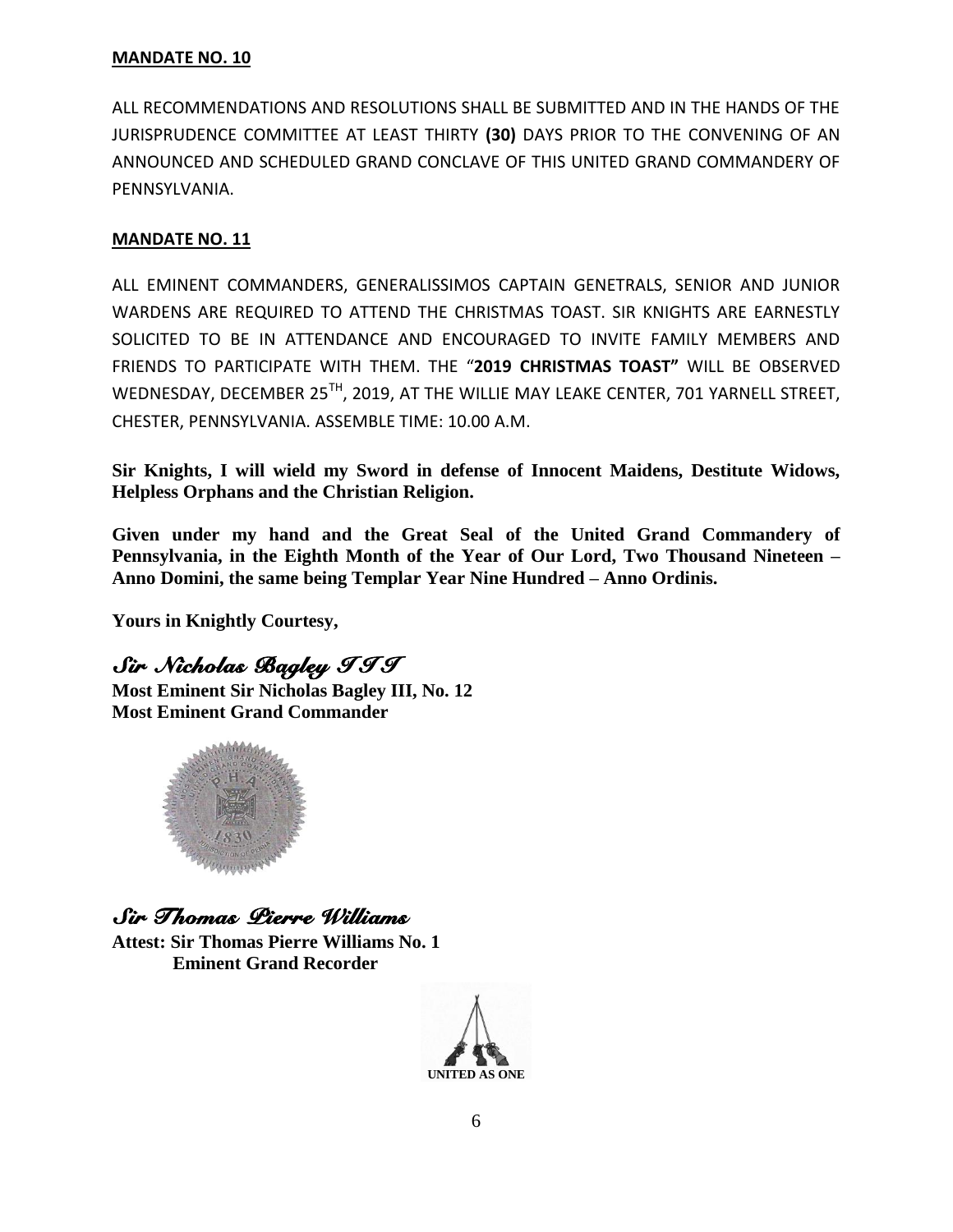**MANDATE NO. 10**

ALL RECOMMENDATIONS AND RESOLUTIONS SHALL BE SUBMITTED AND IN THE HANDS OF THE JURISPRUDENCE COMMITTEE AT LEAST THIRTY **(30)** DAYS PRIOR TO THE CONVENING OF AN ANNOUNCED AND SCHEDULED GRAND CONCLAVE OF THIS UNITED GRAND COMMANDERY OF PENNSYLVANIA.

**MANDATE NO. 11**

ALL EMINENT COMMANDERS, GENERALISSIMOS CAPTAIN GENETRALS, SENIOR AND JUNIOR WARDENS ARE REQUIRED TO ATTEND THE CHRISTMAS TOAST. SIR KNIGHTS ARE EARNESTLY SOLICITED TO BE IN ATTENDANCE AND ENCOURAGED TO INVITE FAMILY MEMBERS AND FRIENDS TO PARTICIPATE WITH THEM. THE "**2019 CHRISTMAS TOAST"** WILL BE OBSERVED WEDNESDAY, DECEMBER 25TH, 2019, AT THE WILLIE MAY LEAKE CENTER, 701 YARNELL STREET, CHESTER, PENNSYLVANIA. ASSEMBLE TIME: 10.00 A.M.

**Sir Knights, I will wield my Sword in defense of Innocent Maidens, Destitute Widows, Helpless Orphans and the Christian Religion.**

**Given under my hand and the Great Seal of the United Grand Commandery of Pennsylvania, in the Eighth Month of the Year of Our Lord, Two Thousand Nineteen – Anno Domini, the same being Templar Year Nine Hundred – Anno Ordinis.**

**Yours in Knightly Courtesy,**

*Sir Nicholas Bagley III*

**Most Eminent Sir Nicholas Bagley III, No. 12**
**Most Eminent Grand Commander**

*Sir Thomas Pierre Williams*

**Attest: Sir Thomas Pierre Williams No. 1**
**Eminent Grand Recorder**

**UNITED AS ONE**